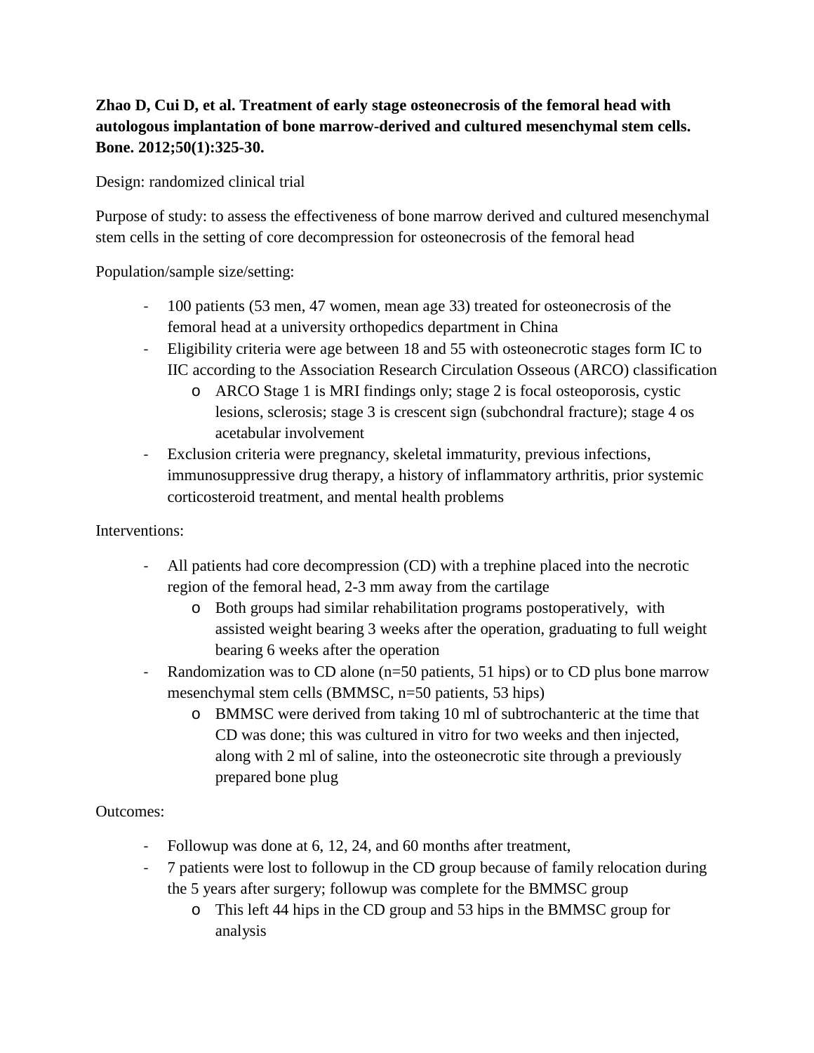**Zhao D, Cui D, et al. Treatment of early stage osteonecrosis of the femoral head with autologous implantation of bone marrow-derived and cultured mesenchymal stem cells. Bone. 2012;50(1):325-30.**

Design: randomized clinical trial

Purpose of study: to assess the effectiveness of bone marrow derived and cultured mesenchymal stem cells in the setting of core decompression for osteonecrosis of the femoral head

Population/sample size/setting:

- 100 patients (53 men, 47 women, mean age 33) treated for osteonecrosis of the femoral head at a university orthopedics department in China
- Eligibility criteria were age between 18 and 55 with osteonecrotic stages form IC to IIC according to the Association Research Circulation Osseous (ARCO) classification
  - ARCO Stage 1 is MRI findings only; stage 2 is focal osteoporosis, cystic lesions, sclerosis; stage 3 is crescent sign (subchondral fracture); stage 4 os acetabular involvement
- Exclusion criteria were pregnancy, skeletal immaturity, previous infections, immunosuppressive drug therapy, a history of inflammatory arthritis, prior systemic corticosteroid treatment, and mental health problems

Interventions:

- All patients had core decompression (CD) with a trephine placed into the necrotic region of the femoral head, 2-3 mm away from the cartilage
  - Both groups had similar rehabilitation programs postoperatively, with assisted weight bearing 3 weeks after the operation, graduating to full weight bearing 6 weeks after the operation
- Randomization was to CD alone (n=50 patients, 51 hips) or to CD plus bone marrow mesenchymal stem cells (BMMSC, n=50 patients, 53 hips)
  - BMMSC were derived from taking 10 ml of subtrochanteric at the time that CD was done; this was cultured in vitro for two weeks and then injected, along with 2 ml of saline, into the osteonecrotic site through a previously prepared bone plug

Outcomes:

- Followup was done at 6, 12, 24, and 60 months after treatment,
- 7 patients were lost to followup in the CD group because of family relocation during the 5 years after surgery; followup was complete for the BMMSC group
  - This left 44 hips in the CD group and 53 hips in the BMMSC group for analysis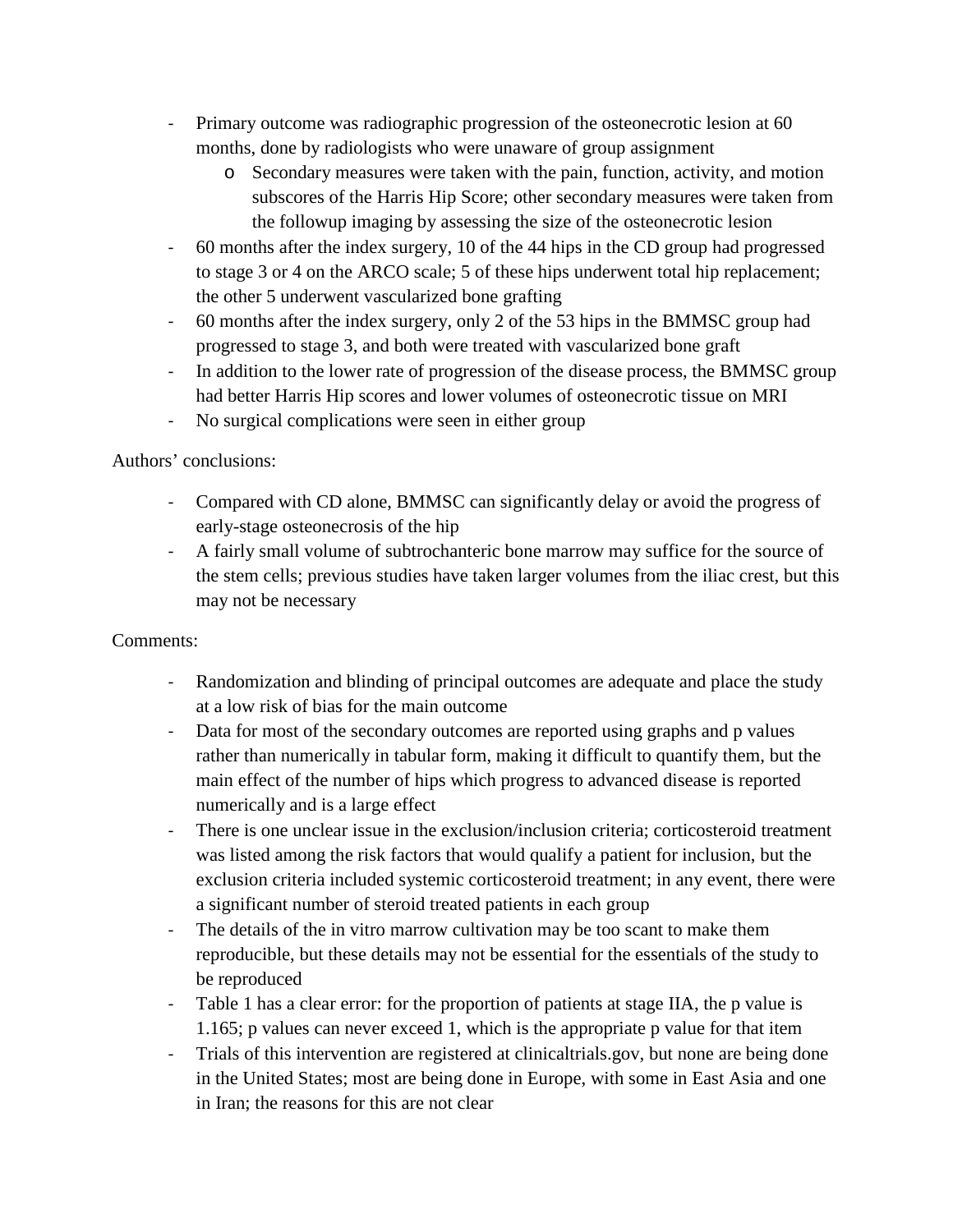- Primary outcome was radiographic progression of the osteonecrotic lesion at 60 months, done by radiologists who were unaware of group assignment
    - Secondary measures were taken with the pain, function, activity, and motion subscores of the Harris Hip Score; other secondary measures were taken from the followup imaging by assessing the size of the osteonecrotic lesion
- 60 months after the index surgery, 10 of the 44 hips in the CD group had progressed to stage 3 or 4 on the ARCO scale; 5 of these hips underwent total hip replacement; the other 5 underwent vascularized bone grafting
- 60 months after the index surgery, only 2 of the 53 hips in the BMMSC group had progressed to stage 3, and both were treated with vascularized bone graft
- In addition to the lower rate of progression of the disease process, the BMMSC group had better Harris Hip scores and lower volumes of osteonecrotic tissue on MRI
- No surgical complications were seen in either group

Authors' conclusions:

- Compared with CD alone, BMMSC can significantly delay or avoid the progress of early-stage osteonecrosis of the hip
- A fairly small volume of subtrochanteric bone marrow may suffice for the source of the stem cells; previous studies have taken larger volumes from the iliac crest, but this may not be necessary

Comments:

- Randomization and blinding of principal outcomes are adequate and place the study at a low risk of bias for the main outcome
- Data for most of the secondary outcomes are reported using graphs and p values rather than numerically in tabular form, making it difficult to quantify them, but the main effect of the number of hips which progress to advanced disease is reported numerically and is a large effect
- There is one unclear issue in the exclusion/inclusion criteria; corticosteroid treatment was listed among the risk factors that would qualify a patient for inclusion, but the exclusion criteria included systemic corticosteroid treatment; in any event, there were a significant number of steroid treated patients in each group
- The details of the in vitro marrow cultivation may be too scant to make them reproducible, but these details may not be essential for the essentials of the study to be reproduced
- Table 1 has a clear error: for the proportion of patients at stage IIA, the p value is 1.165; p values can never exceed 1, which is the appropriate p value for that item
- Trials of this intervention are registered at clinicaltrials.gov, but none are being done in the United States; most are being done in Europe, with some in East Asia and one in Iran; the reasons for this are not clear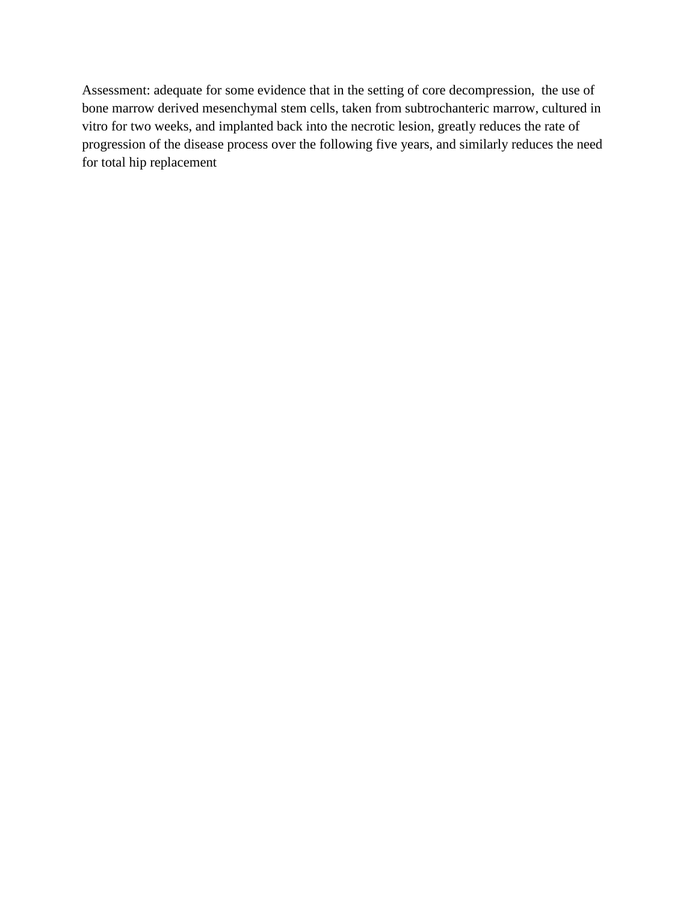Assessment: adequate for some evidence that in the setting of core decompression, the use of bone marrow derived mesenchymal stem cells, taken from subtrochanteric marrow, cultured in vitro for two weeks, and implanted back into the necrotic lesion, greatly reduces the rate of progression of the disease process over the following five years, and similarly reduces the need for total hip replacement